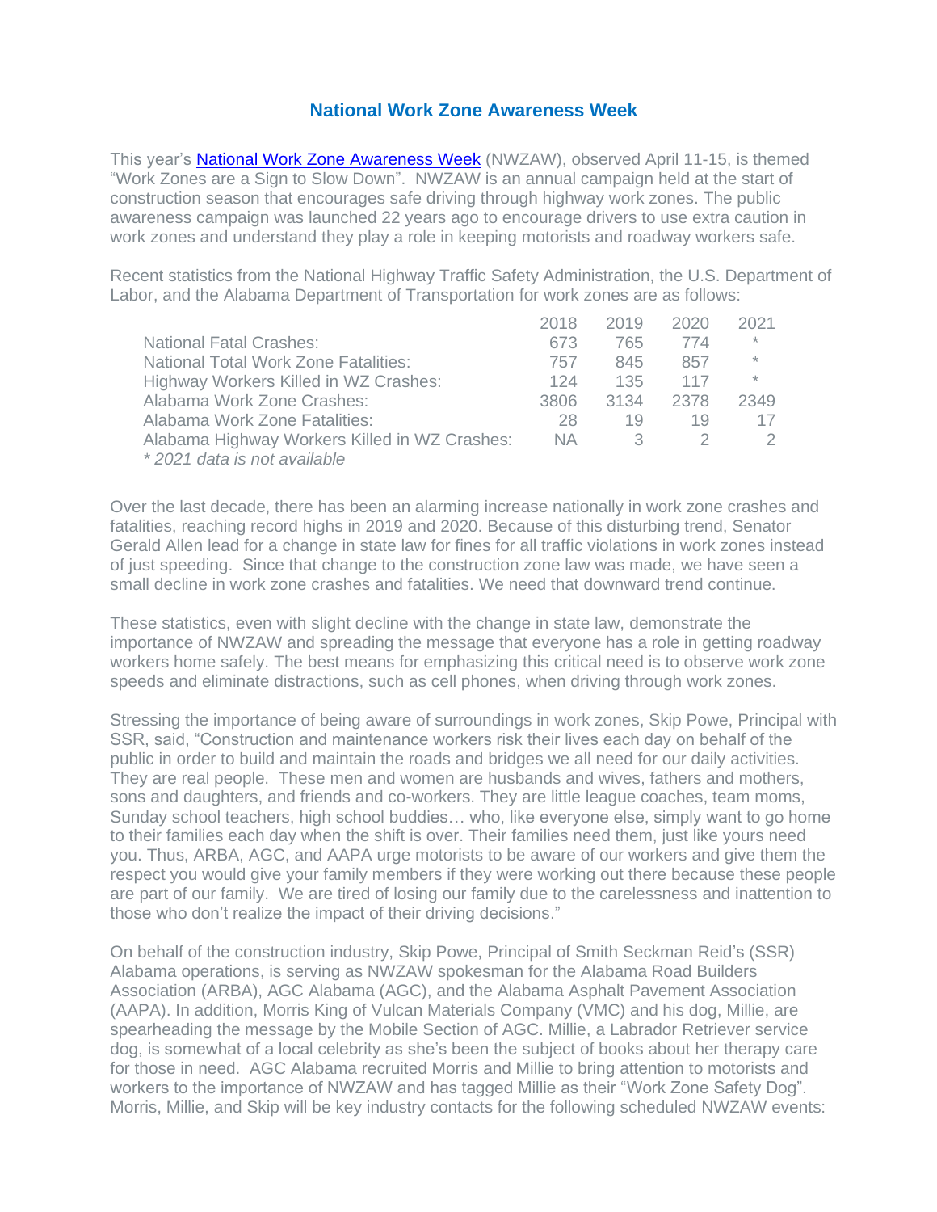# National Work Zone Awareness Week

This year's [National Work Zone Awareness Week](#) (NWZAW), observed April 11-15, is themed "Work Zones are a Sign to Slow Down". NWZAW is an annual campaign held at the start of construction season that encourages safe driving through highway work zones. The public awareness campaign was launched 22 years ago to encourage drivers to use extra caution in work zones and understand they play a role in keeping motorists and roadway workers safe.

Recent statistics from the National Highway Traffic Safety Administration, the U.S. Department of Labor, and the Alabama Department of Transportation for work zones are as follows:

| | 2018 | 2019 | 2020 | 2021 |
|---|---|---|---|---|
| National Fatal Crashes: | 673 | 765 | 774 | * |
| National Total Work Zone Fatalities: | 757 | 845 | 857 | * |
| Highway Workers Killed in WZ Crashes: | 124 | 135 | 117 | * |
| Alabama Work Zone Crashes: | 3806 | 3134 | 2378 | 2349 |
| Alabama Work Zone Fatalities: | 28 | 19 | 19 | 17 |
| Alabama Highway Workers Killed in WZ Crashes: | NA | 3 | 2 | 2 |

*\* 2021 data is not available*

Over the last decade, there has been an alarming increase nationally in work zone crashes and fatalities, reaching record highs in 2019 and 2020. Because of this disturbing trend, Senator Gerald Allen lead for a change in state law for fines for all traffic violations in work zones instead of just speeding. Since that change to the construction zone law was made, we have seen a small decline in work zone crashes and fatalities. We need that downward trend continue.

These statistics, even with slight decline with the change in state law, demonstrate the importance of NWZAW and spreading the message that everyone has a role in getting roadway workers home safely. The best means for emphasizing this critical need is to observe work zone speeds and eliminate distractions, such as cell phones, when driving through work zones.

Stressing the importance of being aware of surroundings in work zones, Skip Powe, Principal with SSR, said, "Construction and maintenance workers risk their lives each day on behalf of the public in order to build and maintain the roads and bridges we all need for our daily activities. They are real people. These men and women are husbands and wives, fathers and mothers, sons and daughters, and friends and co-workers. They are little league coaches, team moms, Sunday school teachers, high school buddies… who, like everyone else, simply want to go home to their families each day when the shift is over. Their families need them, just like yours need you. Thus, ARBA, AGC, and AAPA urge motorists to be aware of our workers and give them the respect you would give your family members if they were working out there because these people are part of our family. We are tired of losing our family due to the carelessness and inattention to those who don't realize the impact of their driving decisions."

On behalf of the construction industry, Skip Powe, Principal of Smith Seckman Reid's (SSR) Alabama operations, is serving as NWZAW spokesman for the Alabama Road Builders Association (ARBA), AGC Alabama (AGC), and the Alabama Asphalt Pavement Association (AAPA). In addition, Morris King of Vulcan Materials Company (VMC) and his dog, Millie, are spearheading the message by the Mobile Section of AGC. Millie, a Labrador Retriever service dog, is somewhat of a local celebrity as she's been the subject of books about her therapy care for those in need. AGC Alabama recruited Morris and Millie to bring attention to motorists and workers to the importance of NWZAW and has tagged Millie as their "Work Zone Safety Dog". Morris, Millie, and Skip will be key industry contacts for the following scheduled NWZAW events: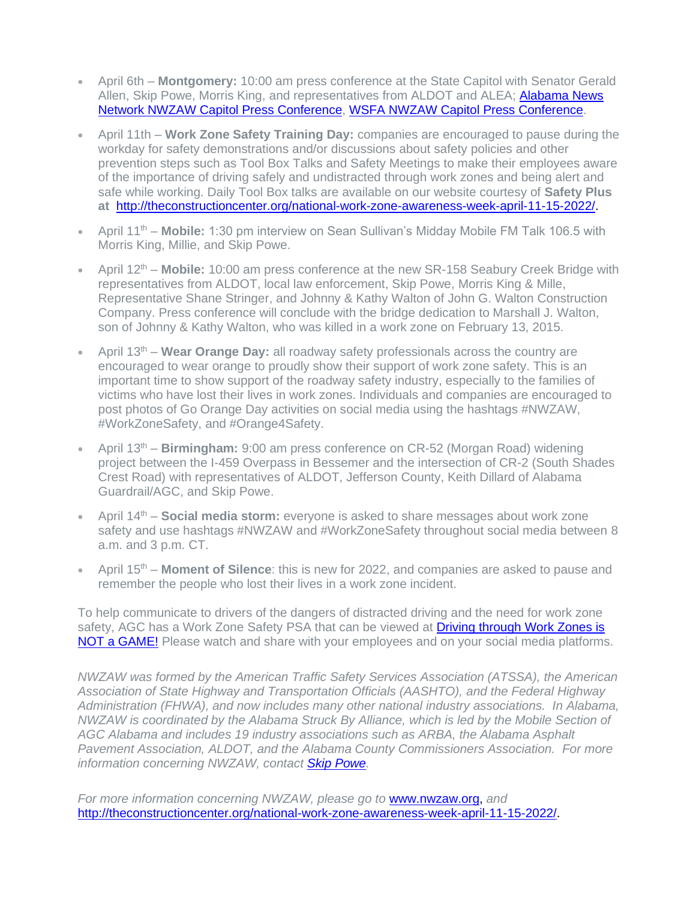- April 6th – **Montgomery:** 10:00 am press conference at the State Capitol with Senator Gerald Allen, Skip Powe, Morris King, and representatives from ALDOT and ALEA; Alabama News Network NWZAW Capitol Press Conference, WSFA NWZAW Capitol Press Conference.
- April 11th – **Work Zone Safety Training Day:** companies are encouraged to pause during the workday for safety demonstrations and/or discussions about safety policies and other prevention steps such as Tool Box Talks and Safety Meetings to make their employees aware of the importance of driving safely and undistracted through work zones and being alert and safe while working. Daily Tool Box talks are available on our website courtesy of **Safety Plus at** http://theconstructioncenter.org/national-work-zone-awareness-week-april-11-15-2022/.
- April 11th – **Mobile:** 1:30 pm interview on Sean Sullivan's Midday Mobile FM Talk 106.5 with Morris King, Millie, and Skip Powe.
- April 12th – **Mobile:** 10:00 am press conference at the new SR-158 Seabury Creek Bridge with representatives from ALDOT, local law enforcement, Skip Powe, Morris King & Mille, Representative Shane Stringer, and Johnny & Kathy Walton of John G. Walton Construction Company. Press conference will conclude with the bridge dedication to Marshall J. Walton, son of Johnny & Kathy Walton, who was killed in a work zone on February 13, 2015.
- April 13th – **Wear Orange Day:** all roadway safety professionals across the country are encouraged to wear orange to proudly show their support of work zone safety. This is an important time to show support of the roadway safety industry, especially to the families of victims who have lost their lives in work zones. Individuals and companies are encouraged to post photos of Go Orange Day activities on social media using the hashtags #NWZAW, #WorkZoneSafety, and #Orange4Safety.
- April 13th – **Birmingham:** 9:00 am press conference on CR-52 (Morgan Road) widening project between the I-459 Overpass in Bessemer and the intersection of CR-2 (South Shades Crest Road) with representatives of ALDOT, Jefferson County, Keith Dillard of Alabama Guardrail/AGC, and Skip Powe.
- April 14th – **Social media storm:** everyone is asked to share messages about work zone safety and use hashtags #NWZAW and #WorkZoneSafety throughout social media between 8 a.m. and 3 p.m. CT.
- April 15th – **Moment of Silence**: this is new for 2022, and companies are asked to pause and remember the people who lost their lives in a work zone incident.

To help communicate to drivers of the dangers of distracted driving and the need for work zone safety, AGC has a Work Zone Safety PSA that can be viewed at Driving through Work Zones is NOT a GAME! Please watch and share with your employees and on your social media platforms.

*NWZAW was formed by the American Traffic Safety Services Association (ATSSA), the American Association of State Highway and Transportation Officials (AASHTO), and the Federal Highway Administration (FHWA), and now includes many other national industry associations. In Alabama, NWZAW is coordinated by the Alabama Struck By Alliance, which is led by the Mobile Section of AGC Alabama and includes 19 industry associations such as ARBA, the Alabama Asphalt Pavement Association, ALDOT, and the Alabama County Commissioners Association. For more information concerning NWZAW, contact Skip Powe.*

*For more information concerning NWZAW, please go to* www.nwzaw.org, *and* http://theconstructioncenter.org/national-work-zone-awareness-week-april-11-15-2022/.